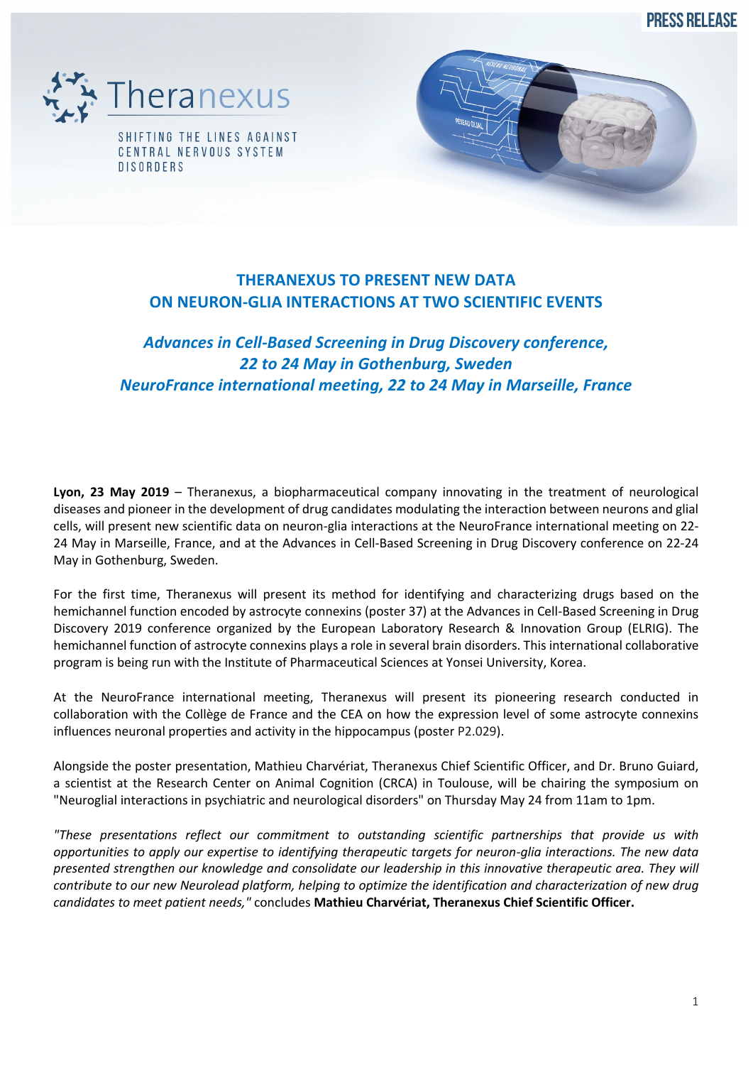PRESS RELEASE

Theranexus

SHIFTING THE LINES AGAINST CENTRAL NERVOUS SYSTEM DISORDERS

# THERANEXUS TO PRESENT NEW DATA ON NEURON-GLIA INTERACTIONS AT TWO SCIENTIFIC EVENTS

## *Advances in Cell-Based Screening in Drug Discovery conference, 22 to 24 May in Gothenburg, Sweden*
## *NeuroFrance international meeting, 22 to 24 May in Marseille, France*

**Lyon, 23 May 2019** – Theranexus, a biopharmaceutical company innovating in the treatment of neurological diseases and pioneer in the development of drug candidates modulating the interaction between neurons and glial cells, will present new scientific data on neuron-glia interactions at the NeuroFrance international meeting on 22-24 May in Marseille, France, and at the Advances in Cell-Based Screening in Drug Discovery conference on 22-24 May in Gothenburg, Sweden.

For the first time, Theranexus will present its method for identifying and characterizing drugs based on the hemichannel function encoded by astrocyte connexins (poster 37) at the Advances in Cell-Based Screening in Drug Discovery 2019 conference organized by the European Laboratory Research & Innovation Group (ELRIG). The hemichannel function of astrocyte connexins plays a role in several brain disorders. This international collaborative program is being run with the Institute of Pharmaceutical Sciences at Yonsei University, Korea.

At the NeuroFrance international meeting, Theranexus will present its pioneering research conducted in collaboration with the Collège de France and the CEA on how the expression level of some astrocyte connexins influences neuronal properties and activity in the hippocampus (poster P2.029).

Alongside the poster presentation, Mathieu Charvériat, Theranexus Chief Scientific Officer, and Dr. Bruno Guiard, a scientist at the Research Center on Animal Cognition (CRCA) in Toulouse, will be chairing the symposium on "Neuroglial interactions in psychiatric and neurological disorders" on Thursday May 24 from 11am to 1pm.

*"These presentations reflect our commitment to outstanding scientific partnerships that provide us with opportunities to apply our expertise to identifying therapeutic targets for neuron-glia interactions. The new data presented strengthen our knowledge and consolidate our leadership in this innovative therapeutic area. They will contribute to our new Neurolead platform, helping to optimize the identification and characterization of new drug candidates to meet patient needs,"* concludes **Mathieu Charvériat, Theranexus Chief Scientific Officer.**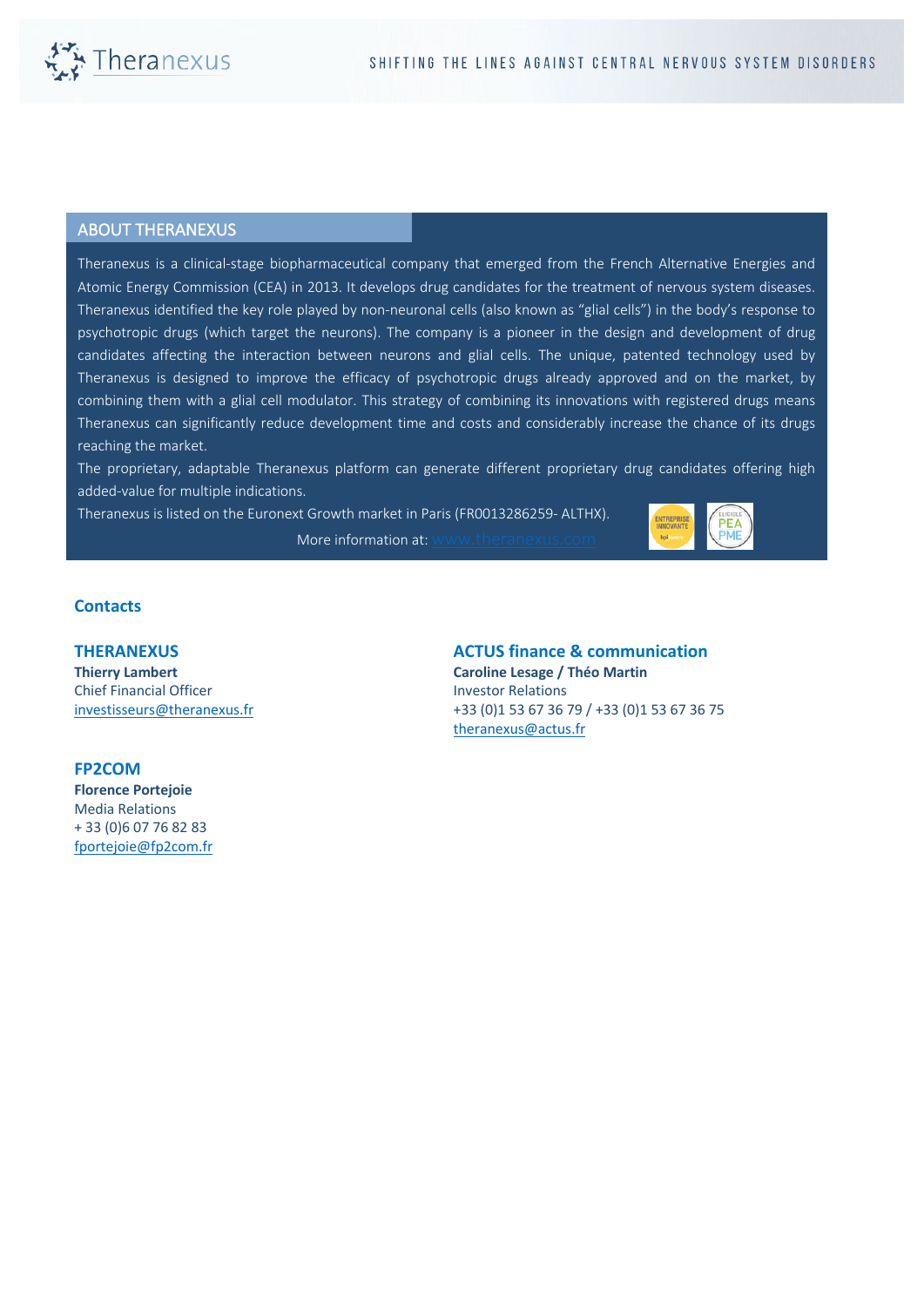## ABOUT THERANEXUS

Theranexus is a clinical-stage biopharmaceutical company that emerged from the French Alternative Energies and Atomic Energy Commission (CEA) in 2013. It develops drug candidates for the treatment of nervous system diseases. Theranexus identified the key role played by non-neuronal cells (also known as "glial cells") in the body's response to psychotropic drugs (which target the neurons). The company is a pioneer in the design and development of drug candidates affecting the interaction between neurons and glial cells. The unique, patented technology used by Theranexus is designed to improve the efficacy of psychotropic drugs already approved and on the market, by combining them with a glial cell modulator. This strategy of combining its innovations with registered drugs means Theranexus can significantly reduce development time and costs and considerably increase the chance of its drugs reaching the market.

The proprietary, adaptable Theranexus platform can generate different proprietary drug candidates offering high added-value for multiple indications.

Theranexus is listed on the Euronext Growth market in Paris (FR0013286259- ALTHX).

More information at: www.theranexus.com

### Contacts

**THERANEXUS**
**Thierry Lambert**
Chief Financial Officer
investisseurs@theranexus.fr

**ACTUS finance & communication**
**Caroline Lesage / Théo Martin**
Investor Relations
+33 (0)1 53 67 36 79 / +33 (0)1 53 67 36 75
theranexus@actus.fr

**FP2COM**
**Florence Portejoie**
Media Relations
+ 33 (0)6 07 76 82 83
fportejoie@fp2com.fr